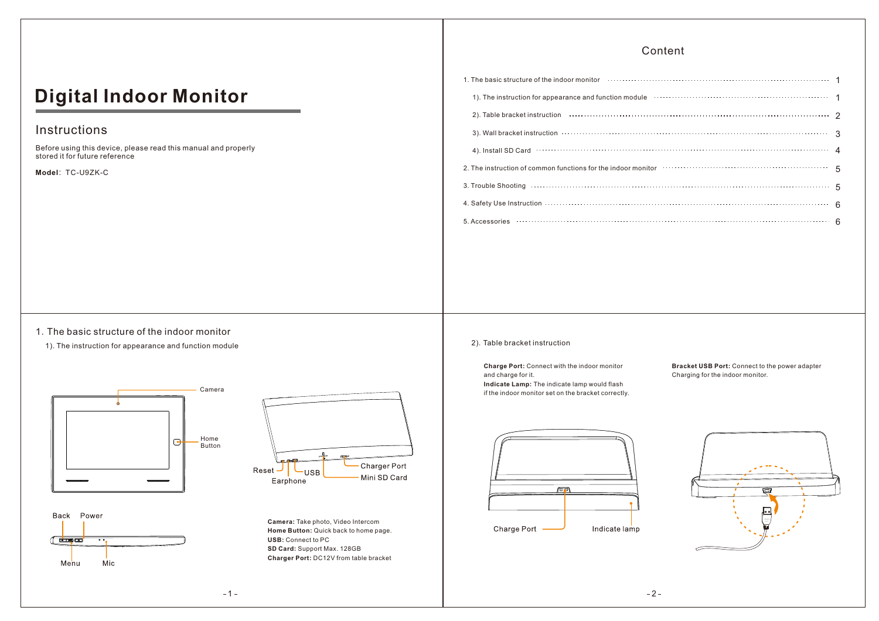# Digital Indoor Monitor

## Instructions

Before using this device, please read this manual and properly stored it for future reference

**Model**: TC-U9ZK-C

## Content

| | |
|---|---|
| 1. The basic structure of the indoor monitor | 1 |
| 1). The instruction for appearance and function module | 1 |
| 2). Table bracket instruction | 2 |
| 3). Wall bracket instruction | 3 |
| 4). Install SD Card | 4 |
| 2. The instruction of common functions for the indoor monitor | 5 |
| 3. Trouble Shooting | 5 |
| 4. Safety Use Instruction | 6 |
| 5. Accessories | 6 |

## 1. The basic structure of the indoor monitor

### 1). The instruction for appearance and function module

Camera

Home Button

Reset, USB, Earphone, Charger Port, Mini SD Card

Back, Power, Menu, Mic

**Camera:** Take photo, Video Intercom
**Home Button:** Quick back to home page.
**USB:** Connect to PC
**SD Card:** Support Max. 128GB
**Charger Port:** DC12V from table bracket

### 2). Table bracket instruction

**Charge Port:** Connect with the indoor monitor and charge for it.
**Indicate Lamp:** The indicate lamp would flash if the indoor monitor set on the bracket correctly.

**Bracket USB Port:** Connect to the power adapter Charging for the indoor monitor.

Charge Port

Indicate lamp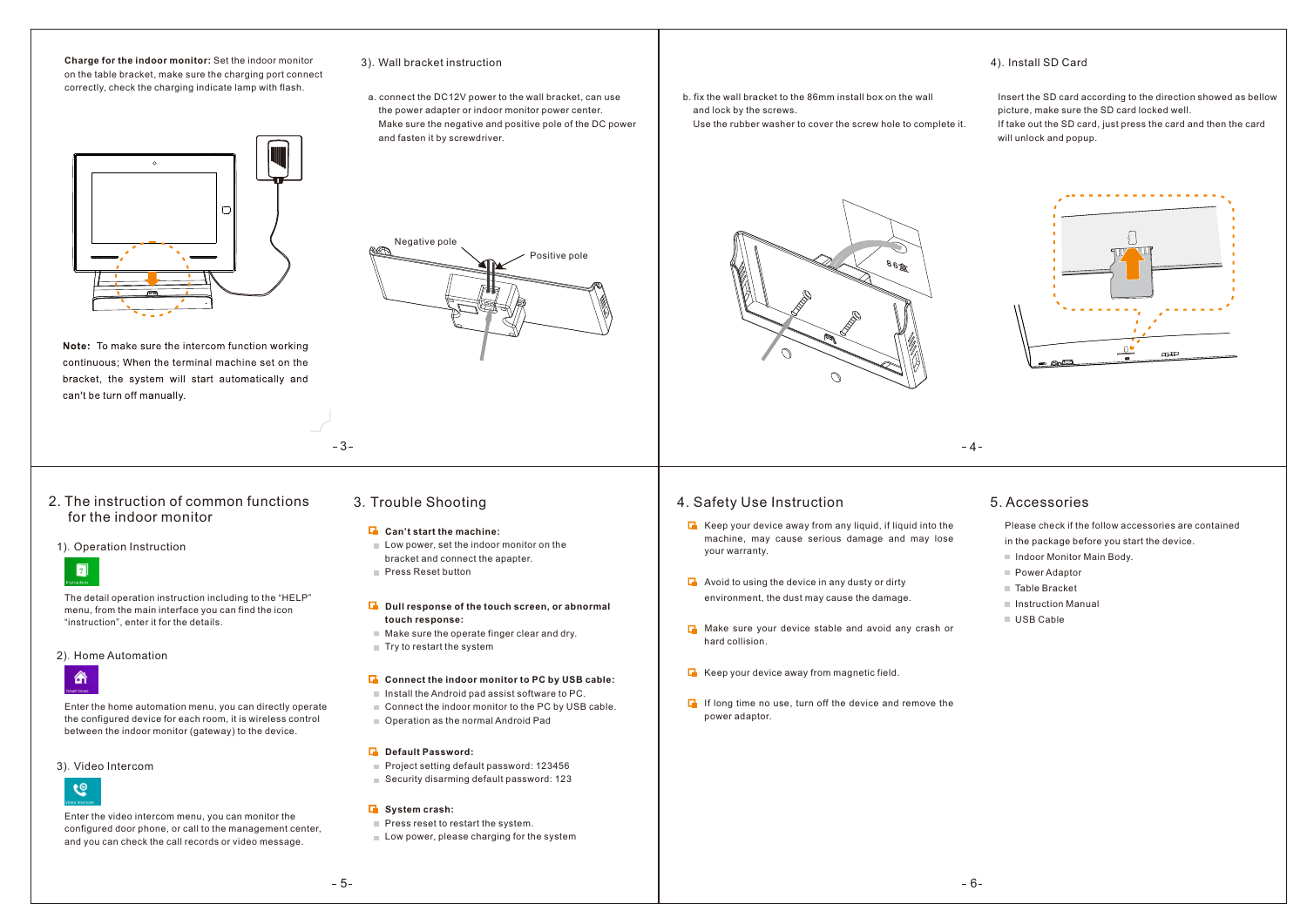**Charge for the indoor monitor:** Set the indoor monitor on the table bracket, make sure the charging port connect correctly, check the charging indicate lamp with flash.

**Note:** To make sure the intercom function working continuous; When the terminal machine set on the bracket, the system will start automatically and can't be turn off manually.

3). Wall bracket instruction

a. connect the DC12V power to the wall bracket, can use the power adapter or indoor monitor power center. Make sure the negative and positive pole of the DC power and fasten it by screwdriver.

Negative pole

Positive pole

b. fix the wall bracket to the 86mm install box on the wall and lock by the screws. Use the rubber washer to cover the screw hole to complete it.

4). Install SD Card

Insert the SD card according to the direction showed as bellow picture, make sure the SD card locked well. If take out the SD card, just press the card and then the card will unlock and popup.

## 2. The instruction of common functions for the indoor monitor

### 1). Operation Instruction

The detail operation instruction including to the "HELP" menu, from the main interface you can find the icon "instruction", enter it for the details.

### 2). Home Automation

Enter the home automation menu, you can directly operate the configured device for each room, it is wireless control between the indoor monitor (gateway) to the device.

### 3). Video Intercom

Enter the video intercom menu, you can monitor the configured door phone, or call to the management center, and you can check the call records or video message.

## 3. Trouble Shooting

**Can't start the machine:**
- Low power, set the indoor monitor on the bracket and connect the apapter.
- Press Reset button

**Dull response of the touch screen, or abnormal touch response:**
- Make sure the operate finger clear and dry.
- Try to restart the system

**Connect the indoor monitor to PC by USB cable:**
- Install the Android pad assist software to PC.
- Connect the indoor monitor to the PC by USB cable.
- Operation as the normal Android Pad

**Default Password:**
- Project setting default password: 123456
- Security disarming default password: 123

**System crash:**
- Press reset to restart the system.
- Low power, please charging for the system

## 4. Safety Use Instruction

- Keep your device away from any liquid, if liquid into the machine, may cause serious damage and may lose your warranty.
- Avoid to using the device in any dusty or dirty environment, the dust may cause the damage.
- Make sure your device stable and avoid any crash or hard collision.
- Keep your device away from magnetic field.
- If long time no use, turn off the device and remove the power adaptor.

## 5. Accessories

Please check if the follow accessories are contained in the package before you start the device.

- Indoor Monitor Main Body.
- Power Adaptor
- Table Bracket
- Instruction Manual
- USB Cable